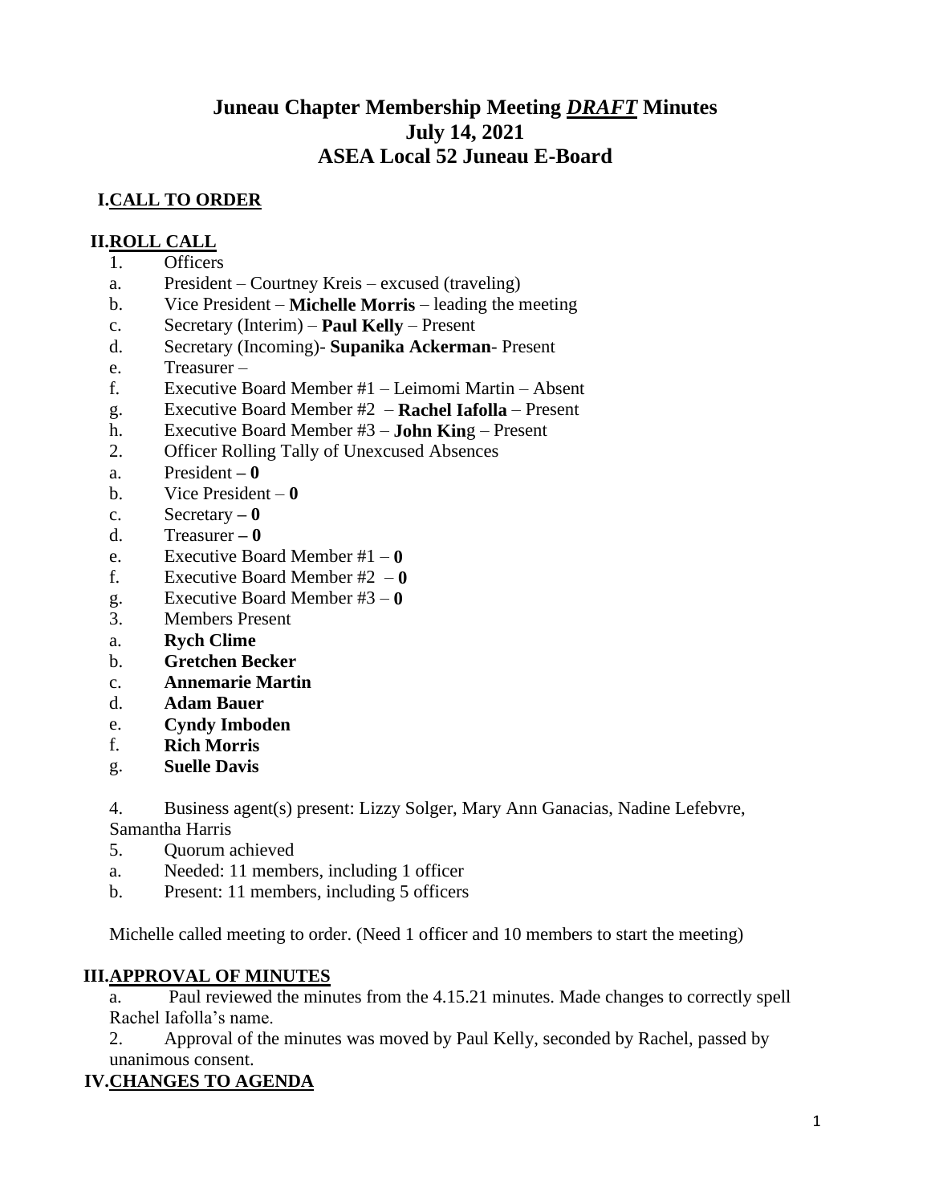# Juneau Chapter Membership Meeting ***DRAFT*** Minutes
# July 14, 2021
# ASEA Local 52 Juneau E-Board

## I. CALL TO ORDER

## II. ROLL CALL

1. Officers
   a. President – Courtney Kreis – excused (traveling)
   b. Vice President – **Michelle Morris** – leading the meeting
   c. Secretary (Interim) – **Paul Kelly** – Present
   d. Secretary (Incoming)- **Supanika Ackerman**- Present
   e. Treasurer –
   f. Executive Board Member #1 – Leimomi Martin – Absent
   g. Executive Board Member #2 – **Rachel Iafolla** – Present
   h. Executive Board Member #3 – **John Kin**g – Present
2. Officer Rolling Tally of Unexcused Absences
   a. President **– 0**
   b. Vice President – **0**
   c. Secretary **– 0**
   d. Treasurer **– 0**
   e. Executive Board Member #1 – **0**
   f. Executive Board Member #2 – **0**
   g. Executive Board Member #3 – **0**
3. Members Present
   a. **Rych Clime**
   b. **Gretchen Becker**
   c. **Annemarie Martin**
   d. **Adam Bauer**
   e. **Cyndy Imboden**
   f. **Rich Morris**
   g. **Suelle Davis**
4. Business agent(s) present: Lizzy Solger, Mary Ann Ganacias, Nadine Lefebvre, Samantha Harris
5. Quorum achieved
   a. Needed: 11 members, including 1 officer
   b. Present: 11 members, including 5 officers

Michelle called meeting to order. (Need 1 officer and 10 members to start the meeting)

## III. APPROVAL OF MINUTES

a. Paul reviewed the minutes from the 4.15.21 minutes. Made changes to correctly spell Rachel Iafolla's name.

2. Approval of the minutes was moved by Paul Kelly, seconded by Rachel, passed by unanimous consent.

## IV. CHANGES TO AGENDA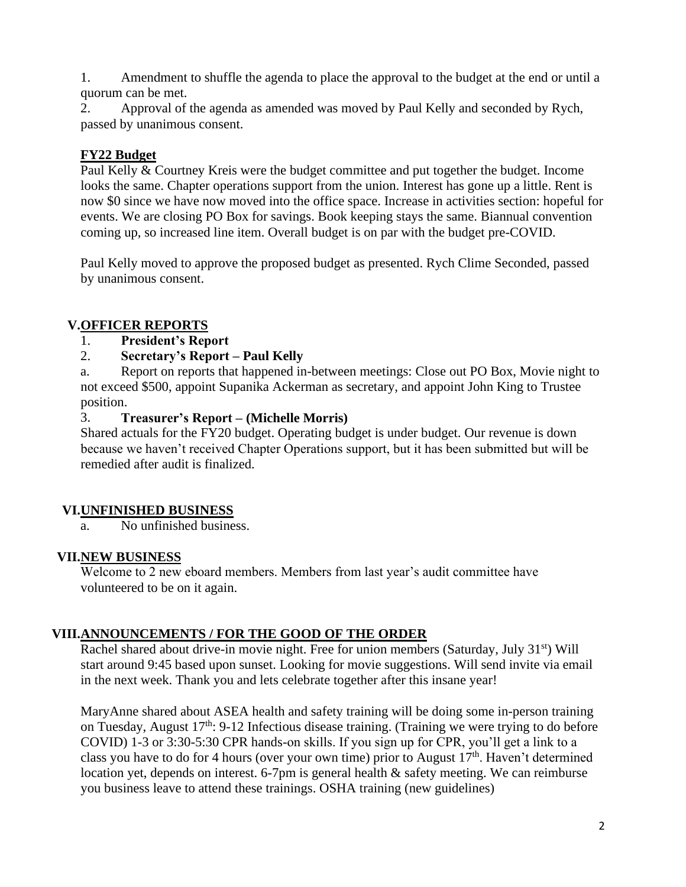1. Amendment to shuffle the agenda to place the approval to the budget at the end or until a quorum can be met.
2. Approval of the agenda as amended was moved by Paul Kelly and seconded by Rych, passed by unanimous consent.

### FY22 Budget

Paul Kelly & Courtney Kreis were the budget committee and put together the budget. Income looks the same. Chapter operations support from the union. Interest has gone up a little. Rent is now $0 since we have now moved into the office space. Increase in activities section: hopeful for events. We are closing PO Box for savings. Book keeping stays the same. Biannual convention coming up, so increased line item. Overall budget is on par with the budget pre-COVID.

Paul Kelly moved to approve the proposed budget as presented. Rych Clime Seconded, passed by unanimous consent.

## V. OFFICER REPORTS

1. **President's Report**
2. **Secretary's Report – Paul Kelly**

a. Report on reports that happened in-between meetings: Close out PO Box, Movie night to not exceed $500, appoint Supanika Ackerman as secretary, and appoint John King to Trustee position.

3. **Treasurer's Report – (Michelle Morris)**

Shared actuals for the FY20 budget. Operating budget is under budget. Our revenue is down because we haven't received Chapter Operations support, but it has been submitted but will be remedied after audit is finalized.

## VI. UNFINISHED BUSINESS

a. No unfinished business.

## VII. NEW BUSINESS

Welcome to 2 new eboard members. Members from last year's audit committee have volunteered to be on it again.

## VIII. ANNOUNCEMENTS / FOR THE GOOD OF THE ORDER

Rachel shared about drive-in movie night. Free for union members (Saturday, July 31st) Will start around 9:45 based upon sunset. Looking for movie suggestions. Will send invite via email in the next week. Thank you and lets celebrate together after this insane year!

MaryAnne shared about ASEA health and safety training will be doing some in-person training on Tuesday, August 17th: 9-12 Infectious disease training. (Training we were trying to do before COVID) 1-3 or 3:30-5:30 CPR hands-on skills. If you sign up for CPR, you'll get a link to a class you have to do for 4 hours (over your own time) prior to August 17th. Haven't determined location yet, depends on interest. 6-7pm is general health & safety meeting. We can reimburse you business leave to attend these trainings. OSHA training (new guidelines)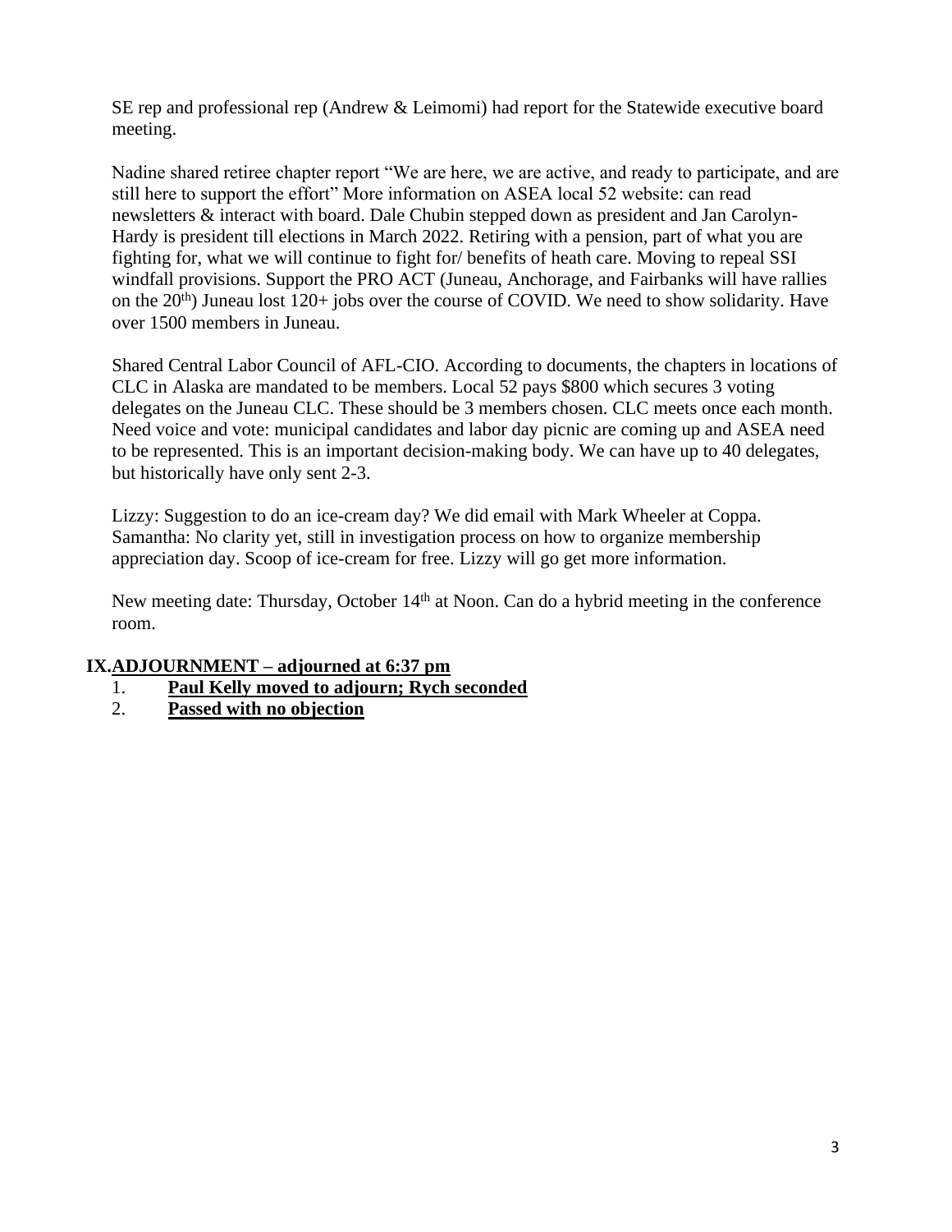SE rep and professional rep (Andrew & Leimomi) had report for the Statewide executive board meeting.

Nadine shared retiree chapter report "We are here, we are active, and ready to participate, and are still here to support the effort" More information on ASEA local 52 website: can read newsletters & interact with board. Dale Chubin stepped down as president and Jan Carolyn-Hardy is president till elections in March 2022. Retiring with a pension, part of what you are fighting for, what we will continue to fight for/ benefits of heath care. Moving to repeal SSI windfall provisions. Support the PRO ACT (Juneau, Anchorage, and Fairbanks will have rallies on the 20th) Juneau lost 120+ jobs over the course of COVID. We need to show solidarity. Have over 1500 members in Juneau.

Shared Central Labor Council of AFL-CIO. According to documents, the chapters in locations of CLC in Alaska are mandated to be members. Local 52 pays $800 which secures 3 voting delegates on the Juneau CLC. These should be 3 members chosen. CLC meets once each month. Need voice and vote: municipal candidates and labor day picnic are coming up and ASEA need to be represented. This is an important decision-making body. We can have up to 40 delegates, but historically have only sent 2-3.

Lizzy: Suggestion to do an ice-cream day? We did email with Mark Wheeler at Coppa. Samantha: No clarity yet, still in investigation process on how to organize membership appreciation day. Scoop of ice-cream for free. Lizzy will go get more information.

New meeting date: Thursday, October 14th at Noon. Can do a hybrid meeting in the conference room.

## IX. ADJOURNMENT – adjourned at 6:37 pm

1. **Paul Kelly moved to adjourn; Rych seconded**
2. **Passed with no objection**